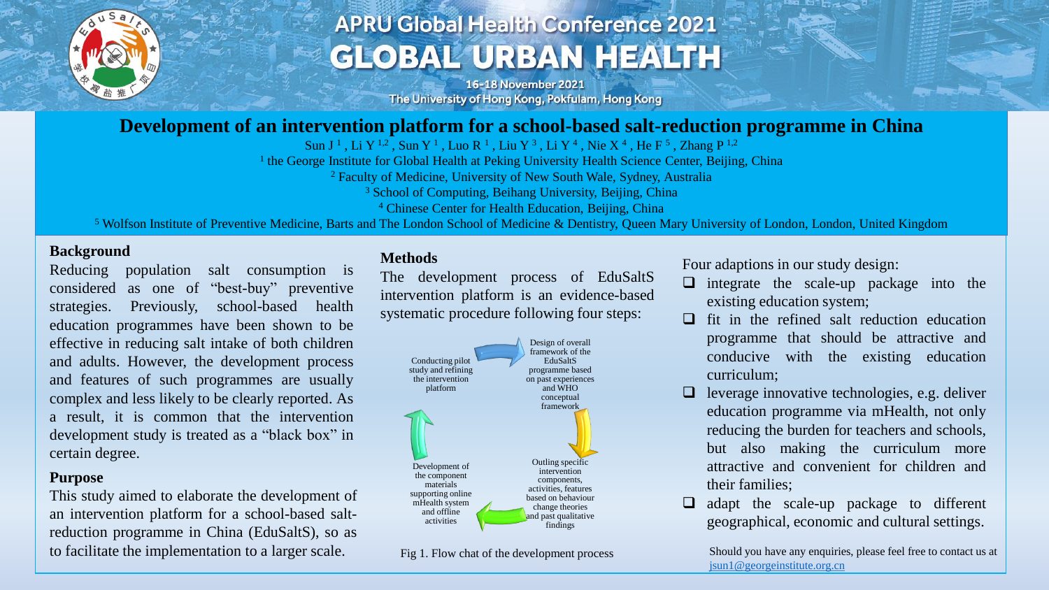# APRU Global Health Conference 2021
# GLOBAL URBAN HEALTH

16-18 November 2021
The University of Hong Kong, Pokfulam, Hong Kong

## Development of an intervention platform for a school-based salt-reduction programme in China

Sun J [1], Li Y [1,2], Sun Y [1], Luo R [1], Liu Y [3], Li Y [4], Nie X [4], He F [5], Zhang P [1,2]

[1] the George Institute for Global Health at Peking University Health Science Center, Beijing, China
[2] Faculty of Medicine, University of New South Wale, Sydney, Australia
[3] School of Computing, Beihang University, Beijing, China
[4] Chinese Center for Health Education, Beijing, China
[5] Wolfson Institute of Preventive Medicine, Barts and The London School of Medicine & Dentistry, Queen Mary University of London, London, United Kingdom

### Background

Reducing population salt consumption is considered as one of "best-buy" preventive strategies. Previously, school-based health education programmes have been shown to be effective in reducing salt intake of both children and adults. However, the development process and features of such programmes are usually complex and less likely to be clearly reported. As a result, it is common that the intervention development study is treated as a "black box" in certain degree.

### Purpose

This study aimed to elaborate the development of an intervention platform for a school-based salt-reduction programme in China (EduSaltS), so as to facilitate the implementation to a larger scale.

### Methods

The development process of EduSaltS intervention platform is an evidence-based systematic procedure following four steps:

- Design of overall framework of the EduSaltS programme based on past experiences and WHO conceptual framework
- Outling specific intervention components, activities, features based on behaviour change theories and past qualitative findings
- Development of the component materials supporting online mHealth system and offline activities
- Conducting pilot study and refining the intervention platform

Fig 1. Flow chat of the development process

Four adaptions in our study design:

- integrate the scale-up package into the existing education system;
- fit in the refined salt reduction education programme that should be attractive and conducive with the existing education curriculum;
- leverage innovative technologies, e.g. deliver education programme via mHealth, not only reducing the burden for teachers and schools, but also making the curriculum more attractive and convenient for children and their families;
- adapt the scale-up package to different geographical, economic and cultural settings.

Should you have any enquiries, please feel free to contact us at jsun1@georgeinstitute.org.cn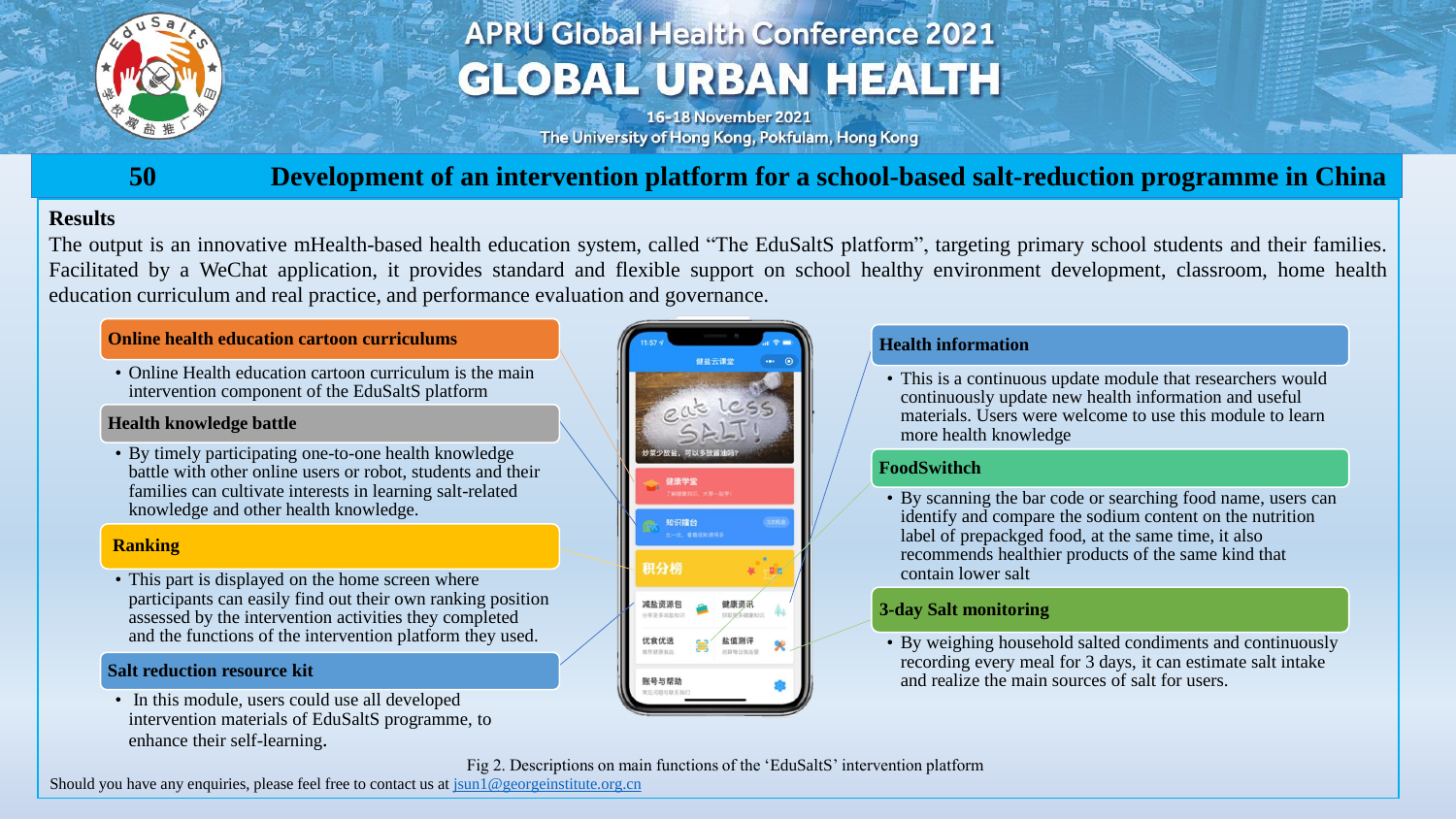# APRU Global Health Conference 2021

# GLOBAL URBAN HEALTH

16-18 November 2021

The University of Hong Kong, Pokfulam, Hong Kong

## 50 Development of an intervention platform for a school-based salt-reduction programme in China

### Results

The output is an innovative mHealth-based health education system, called “The EduSaltS platform”, targeting primary school students and their families. Facilitated by a WeChat application, it provides standard and flexible support on school healthy environment development, classroom, home health education curriculum and real practice, and performance evaluation and governance.

**Online health education cartoon curriculums**

- Online Health education cartoon curriculum is the main intervention component of the EduSaltS platform

**Health knowledge battle**

- By timely participating one-to-one health knowledge battle with other online users or robot, students and their families can cultivate interests in learning salt-related knowledge and other health knowledge.

**Ranking**

- This part is displayed on the home screen where participants can easily find out their own ranking position assessed by the intervention activities they completed and the functions of the intervention platform they used.

**Salt reduction resource kit**

- In this module, users could use all developed intervention materials of EduSaltS programme, to enhance their self-learning.

**Health information**

- This is a continuous update module that researchers would continuously update new health information and useful materials. Users were welcome to use this module to learn more health knowledge

**FoodSwithch**

- By scanning the bar code or searching food name, users can identify and compare the sodium content on the nutrition label of prepackged food, at the same time, it also recommends healthier products of the same kind that contain lower salt

**3-day Salt monitoring**

- By weighing household salted condiments and continuously recording every meal for 3 days, it can estimate salt intake and realize the main sources of salt for users.

Fig 2. Descriptions on main functions of the ‘EduSaltS’ intervention platform

Should you have any enquiries, please feel free to contact us at jsun1@georgeinstitute.org.cn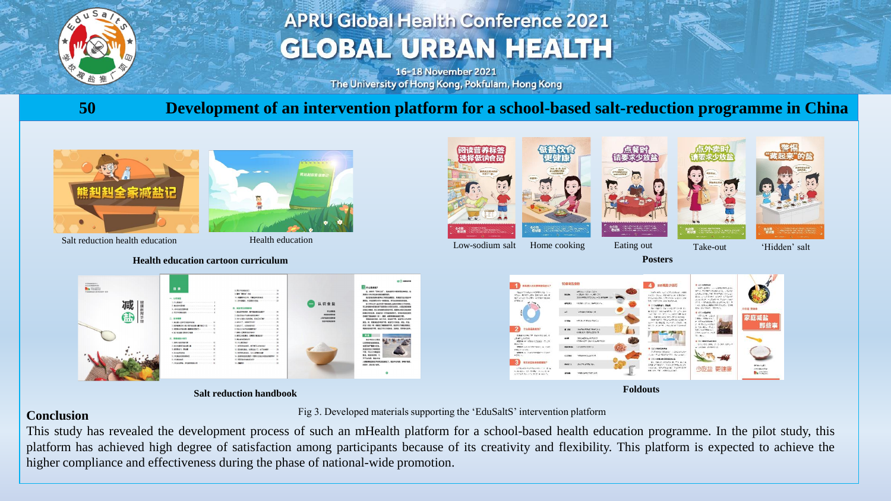## 50 Development of an intervention platform for a school-based salt-reduction programme in China

Salt reduction health education

Health education

**Health education cartoon curriculum**

Low-sodium salt

Home cooking

Eating out

Take-out

'Hidden' salt

**Posters**

**Salt reduction handbook**

**Foldouts**

Fig 3. Developed materials supporting the 'EduSaltS' intervention platform

## Conclusion

This study has revealed the development process of such an mHealth platform for a school-based health education programme. In the pilot study, this platform has achieved high degree of satisfaction among participants because of its creativity and flexibility. This platform is expected to achieve the higher compliance and effectiveness during the phase of national-wide promotion.